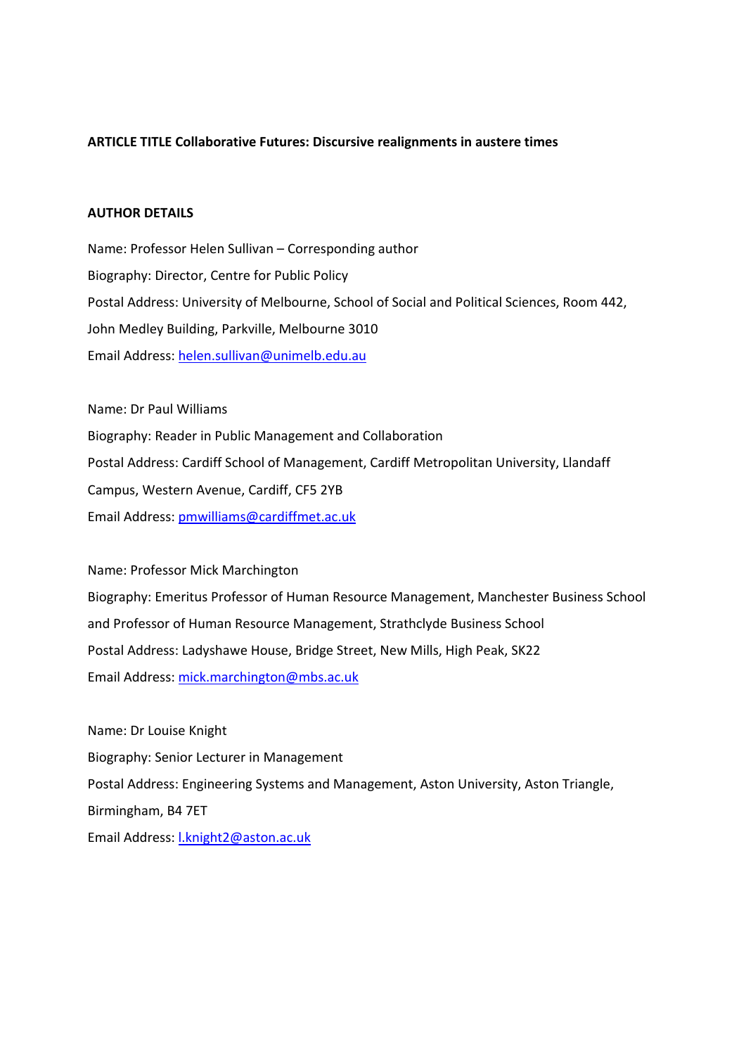**ARTICLE TITLE Collaborative Futures: Discursive realignments in austere times**

**AUTHOR DETAILS**

Name: Professor Helen Sullivan – Corresponding author

Biography: Director, Centre for Public Policy

Postal Address: University of Melbourne, School of Social and Political Sciences, Room 442, John Medley Building, Parkville, Melbourne 3010

Email Address: helen.sullivan@unimelb.edu.au

Name: Dr Paul Williams

Biography: Reader in Public Management and Collaboration

Postal Address: Cardiff School of Management, Cardiff Metropolitan University, Llandaff Campus, Western Avenue, Cardiff, CF5 2YB

Email Address: pmwilliams@cardiffmet.ac.uk

Name: Professor Mick Marchington

Biography: Emeritus Professor of Human Resource Management, Manchester Business School and Professor of Human Resource Management, Strathclyde Business School

Postal Address: Ladyshawe House, Bridge Street, New Mills, High Peak, SK22

Email Address: mick.marchington@mbs.ac.uk

Name: Dr Louise Knight

Biography: Senior Lecturer in Management

Postal Address: Engineering Systems and Management, Aston University, Aston Triangle, Birmingham, B4 7ET

Email Address: l.knight2@aston.ac.uk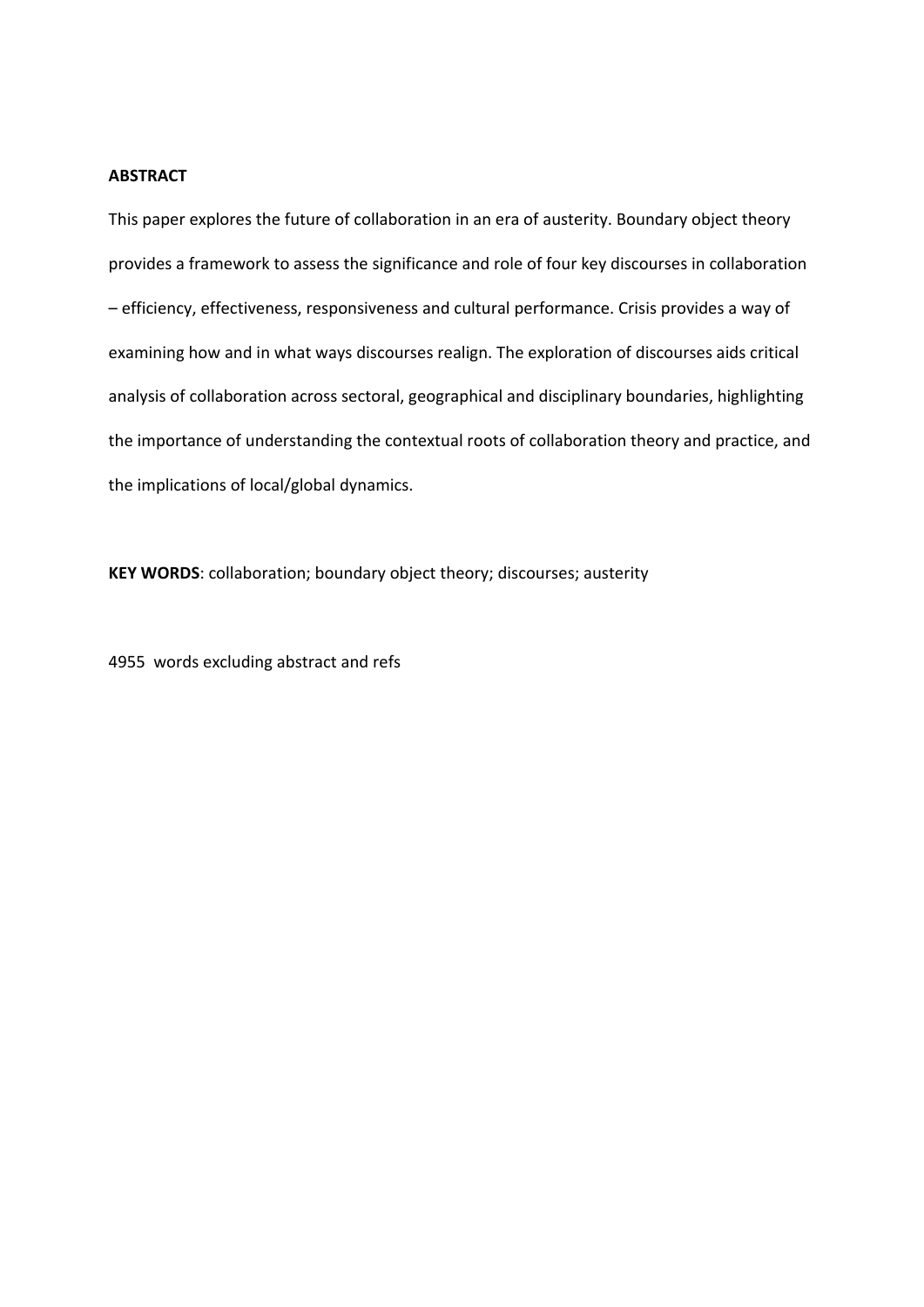**ABSTRACT**

This paper explores the future of collaboration in an era of austerity. Boundary object theory provides a framework to assess the significance and role of four key discourses in collaboration – efficiency, effectiveness, responsiveness and cultural performance. Crisis provides a way of examining how and in what ways discourses realign. The exploration of discourses aids critical analysis of collaboration across sectoral, geographical and disciplinary boundaries, highlighting the importance of understanding the contextual roots of collaboration theory and practice, and the implications of local/global dynamics.

**KEY WORDS**: collaboration; boundary object theory; discourses; austerity

4955 words excluding abstract and refs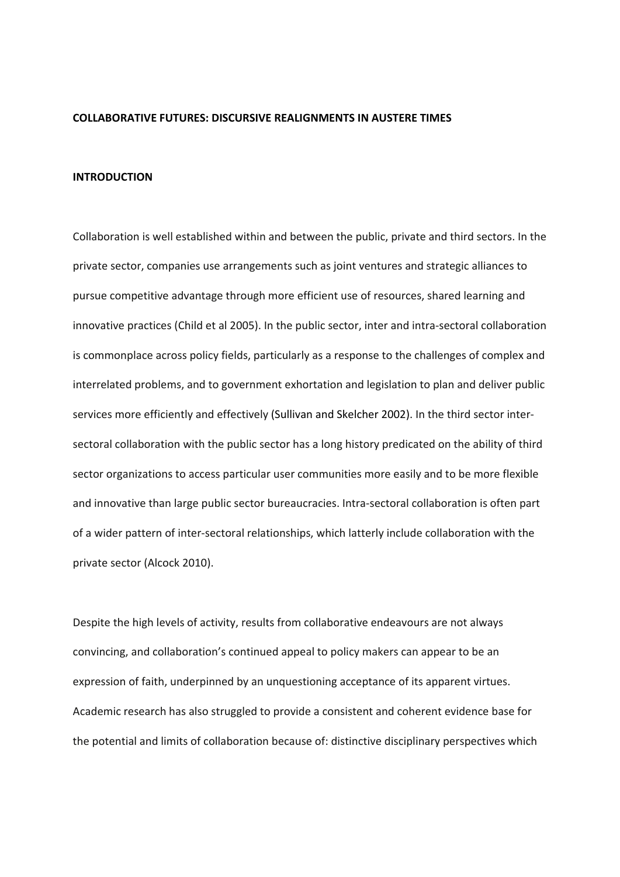**COLLABORATIVE FUTURES: DISCURSIVE REALIGNMENTS IN AUSTERE TIMES**

**INTRODUCTION**

Collaboration is well established within and between the public, private and third sectors. In the private sector, companies use arrangements such as joint ventures and strategic alliances to pursue competitive advantage through more efficient use of resources, shared learning and innovative practices (Child et al 2005). In the public sector, inter and intra-sectoral collaboration is commonplace across policy fields, particularly as a response to the challenges of complex and interrelated problems, and to government exhortation and legislation to plan and deliver public services more efficiently and effectively (Sullivan and Skelcher 2002). In the third sector inter-sectoral collaboration with the public sector has a long history predicated on the ability of third sector organizations to access particular user communities more easily and to be more flexible and innovative than large public sector bureaucracies. Intra-sectoral collaboration is often part of a wider pattern of inter-sectoral relationships, which latterly include collaboration with the private sector (Alcock 2010).

Despite the high levels of activity, results from collaborative endeavours are not always convincing, and collaboration's continued appeal to policy makers can appear to be an expression of faith, underpinned by an unquestioning acceptance of its apparent virtues. Academic research has also struggled to provide a consistent and coherent evidence base for the potential and limits of collaboration because of: distinctive disciplinary perspectives which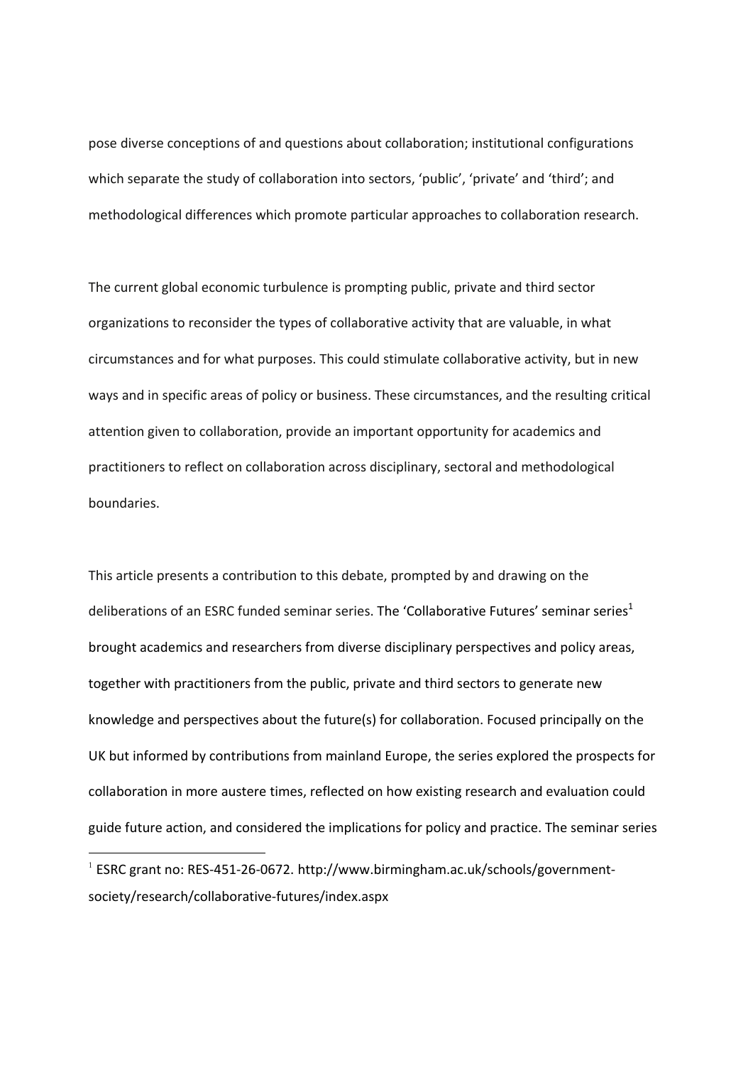pose diverse conceptions of and questions about collaboration; institutional configurations which separate the study of collaboration into sectors, 'public', 'private' and 'third'; and methodological differences which promote particular approaches to collaboration research.

The current global economic turbulence is prompting public, private and third sector organizations to reconsider the types of collaborative activity that are valuable, in what circumstances and for what purposes. This could stimulate collaborative activity, but in new ways and in specific areas of policy or business. These circumstances, and the resulting critical attention given to collaboration, provide an important opportunity for academics and practitioners to reflect on collaboration across disciplinary, sectoral and methodological boundaries.

This article presents a contribution to this debate, prompted by and drawing on the deliberations of an ESRC funded seminar series. The 'Collaborative Futures' seminar series[1] brought academics and researchers from diverse disciplinary perspectives and policy areas, together with practitioners from the public, private and third sectors to generate new knowledge and perspectives about the future(s) for collaboration. Focused principally on the UK but informed by contributions from mainland Europe, the series explored the prospects for collaboration in more austere times, reflected on how existing research and evaluation could guide future action, and considered the implications for policy and practice. The seminar series

[1] ESRC grant no: RES-451-26-0672. http://www.birmingham.ac.uk/schools/government-society/research/collaborative-futures/index.aspx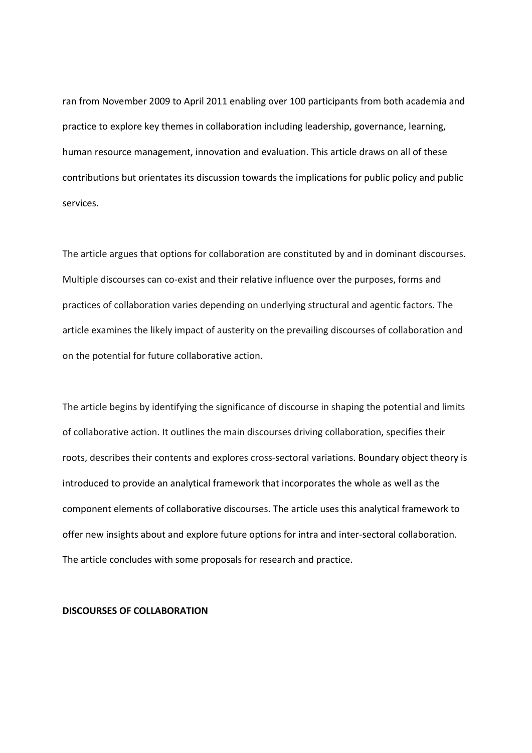ran from November 2009 to April 2011 enabling over 100 participants from both academia and practice to explore key themes in collaboration including leadership, governance, learning, human resource management, innovation and evaluation. This article draws on all of these contributions but orientates its discussion towards the implications for public policy and public services.

The article argues that options for collaboration are constituted by and in dominant discourses. Multiple discourses can co-exist and their relative influence over the purposes, forms and practices of collaboration varies depending on underlying structural and agentic factors. The article examines the likely impact of austerity on the prevailing discourses of collaboration and on the potential for future collaborative action.

The article begins by identifying the significance of discourse in shaping the potential and limits of collaborative action. It outlines the main discourses driving collaboration, specifies their roots, describes their contents and explores cross-sectoral variations. Boundary object theory is introduced to provide an analytical framework that incorporates the whole as well as the component elements of collaborative discourses. The article uses this analytical framework to offer new insights about and explore future options for intra and inter-sectoral collaboration. The article concludes with some proposals for research and practice.

## DISCOURSES OF COLLABORATION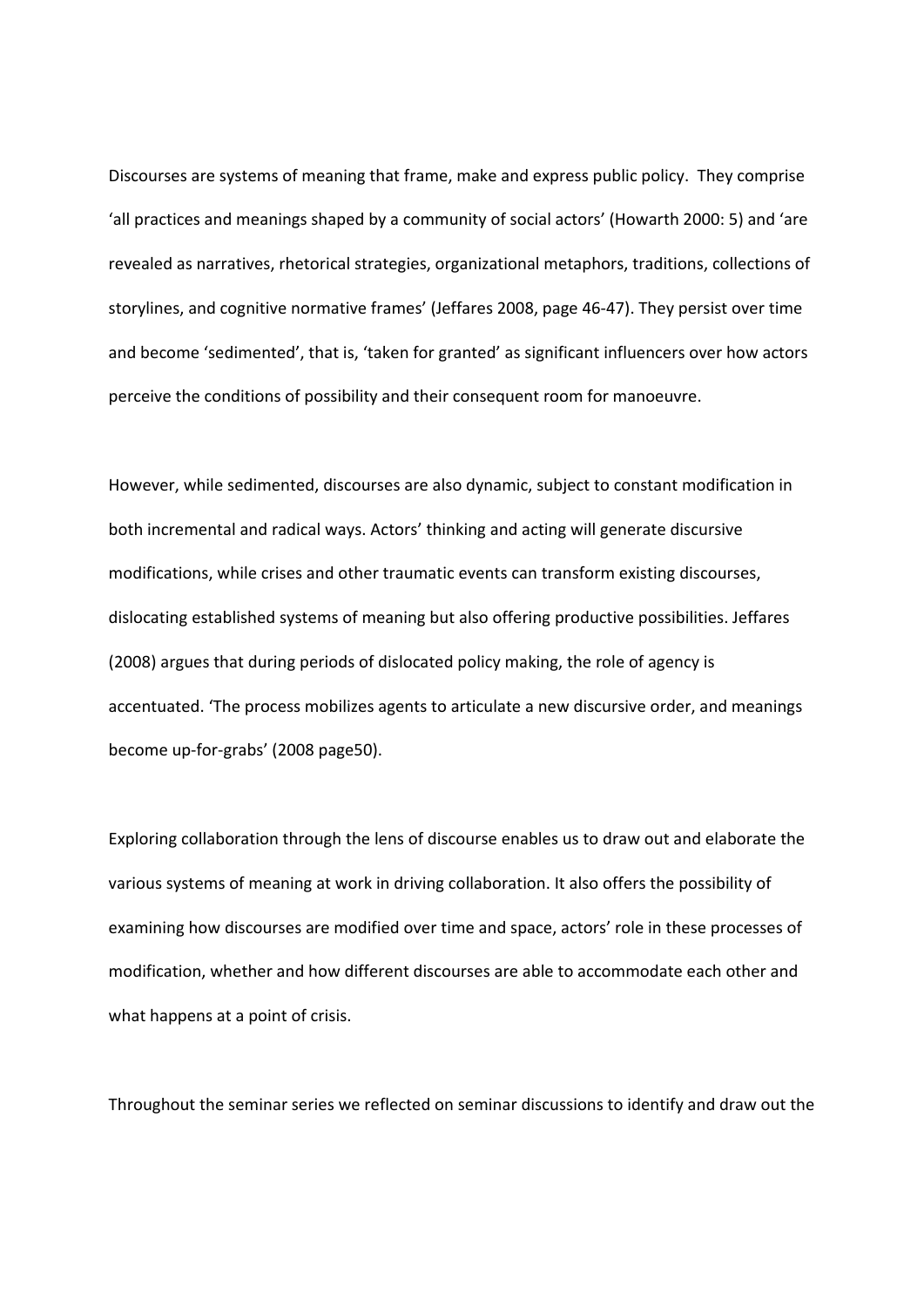Discourses are systems of meaning that frame, make and express public policy. They comprise 'all practices and meanings shaped by a community of social actors' (Howarth 2000: 5) and 'are revealed as narratives, rhetorical strategies, organizational metaphors, traditions, collections of storylines, and cognitive normative frames' (Jeffares 2008, page 46-47). They persist over time and become 'sedimented', that is, 'taken for granted' as significant influencers over how actors perceive the conditions of possibility and their consequent room for manoeuvre.

However, while sedimented, discourses are also dynamic, subject to constant modification in both incremental and radical ways. Actors' thinking and acting will generate discursive modifications, while crises and other traumatic events can transform existing discourses, dislocating established systems of meaning but also offering productive possibilities. Jeffares (2008) argues that during periods of dislocated policy making, the role of agency is accentuated. 'The process mobilizes agents to articulate a new discursive order, and meanings become up-for-grabs' (2008 page50).

Exploring collaboration through the lens of discourse enables us to draw out and elaborate the various systems of meaning at work in driving collaboration. It also offers the possibility of examining how discourses are modified over time and space, actors' role in these processes of modification, whether and how different discourses are able to accommodate each other and what happens at a point of crisis.

Throughout the seminar series we reflected on seminar discussions to identify and draw out the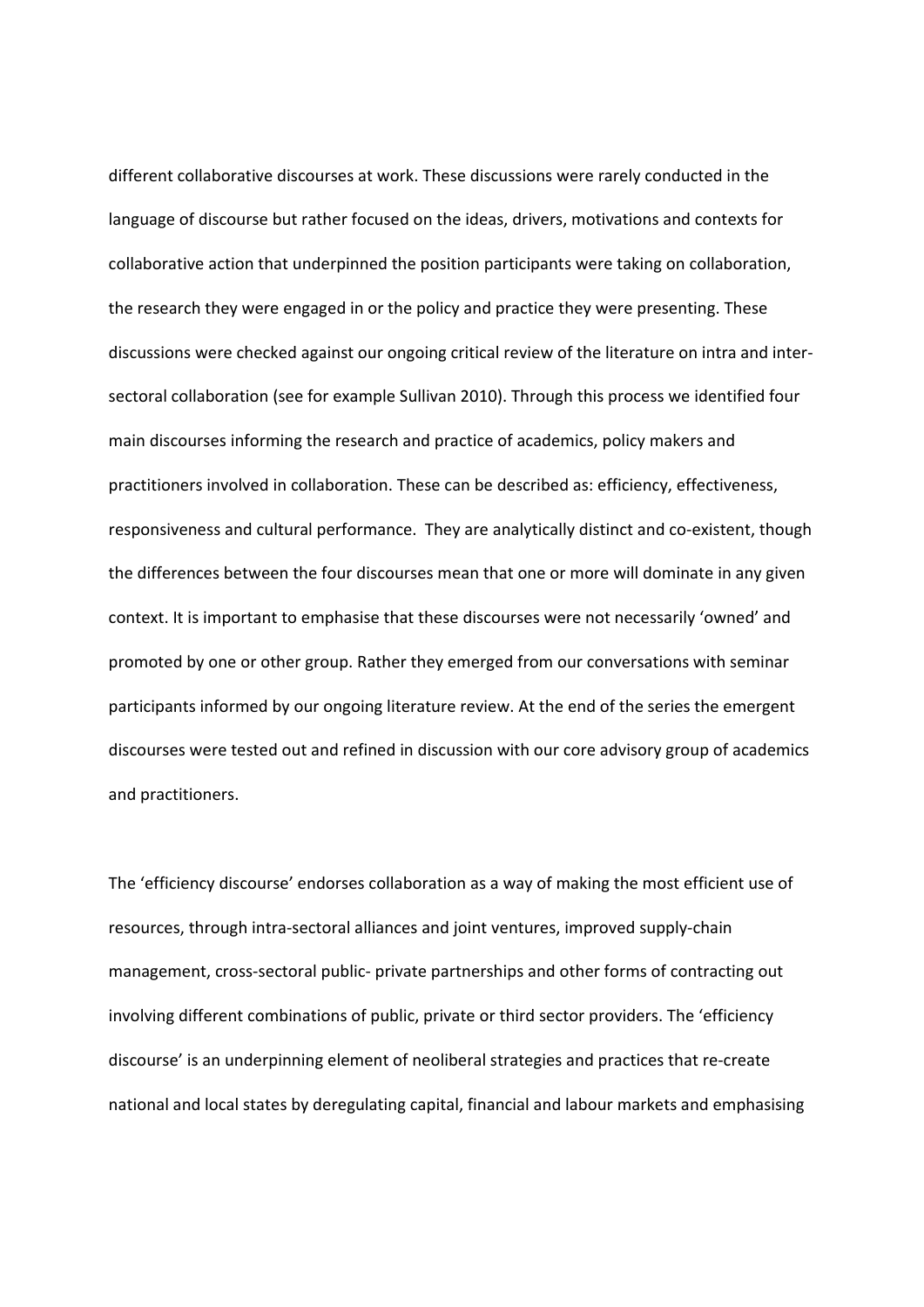different collaborative discourses at work. These discussions were rarely conducted in the language of discourse but rather focused on the ideas, drivers, motivations and contexts for collaborative action that underpinned the position participants were taking on collaboration, the research they were engaged in or the policy and practice they were presenting. These discussions were checked against our ongoing critical review of the literature on intra and inter-sectoral collaboration (see for example Sullivan 2010). Through this process we identified four main discourses informing the research and practice of academics, policy makers and practitioners involved in collaboration. These can be described as: efficiency, effectiveness, responsiveness and cultural performance. They are analytically distinct and co-existent, though the differences between the four discourses mean that one or more will dominate in any given context. It is important to emphasise that these discourses were not necessarily 'owned' and promoted by one or other group. Rather they emerged from our conversations with seminar participants informed by our ongoing literature review. At the end of the series the emergent discourses were tested out and refined in discussion with our core advisory group of academics and practitioners.

The 'efficiency discourse' endorses collaboration as a way of making the most efficient use of resources, through intra-sectoral alliances and joint ventures, improved supply-chain management, cross-sectoral public- private partnerships and other forms of contracting out involving different combinations of public, private or third sector providers. The 'efficiency discourse' is an underpinning element of neoliberal strategies and practices that re-create national and local states by deregulating capital, financial and labour markets and emphasising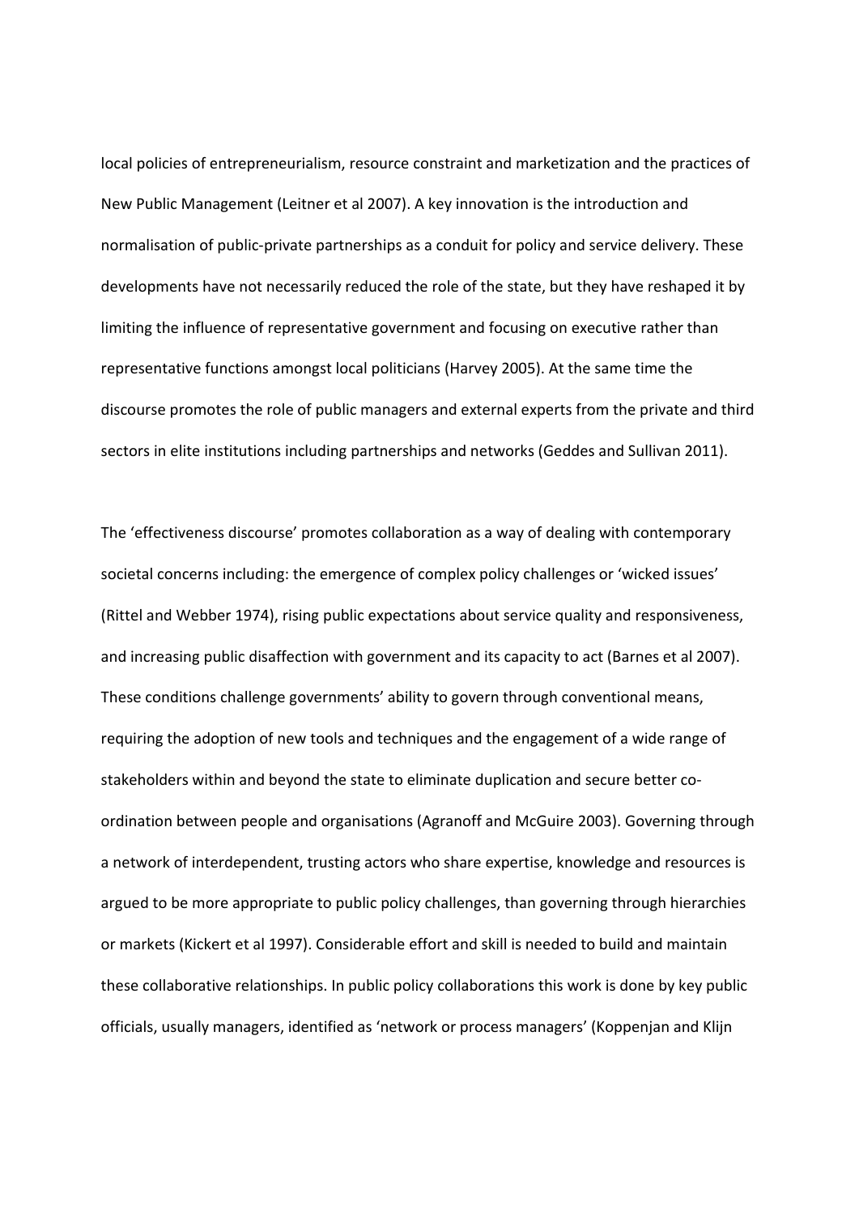local policies of entrepreneurialism, resource constraint and marketization and the practices of New Public Management (Leitner et al 2007). A key innovation is the introduction and normalisation of public-private partnerships as a conduit for policy and service delivery. These developments have not necessarily reduced the role of the state, but they have reshaped it by limiting the influence of representative government and focusing on executive rather than representative functions amongst local politicians (Harvey 2005). At the same time the discourse promotes the role of public managers and external experts from the private and third sectors in elite institutions including partnerships and networks (Geddes and Sullivan 2011).

The 'effectiveness discourse' promotes collaboration as a way of dealing with contemporary societal concerns including: the emergence of complex policy challenges or 'wicked issues' (Rittel and Webber 1974), rising public expectations about service quality and responsiveness, and increasing public disaffection with government and its capacity to act (Barnes et al 2007). These conditions challenge governments' ability to govern through conventional means, requiring the adoption of new tools and techniques and the engagement of a wide range of stakeholders within and beyond the state to eliminate duplication and secure better co-ordination between people and organisations (Agranoff and McGuire 2003). Governing through a network of interdependent, trusting actors who share expertise, knowledge and resources is argued to be more appropriate to public policy challenges, than governing through hierarchies or markets (Kickert et al 1997). Considerable effort and skill is needed to build and maintain these collaborative relationships. In public policy collaborations this work is done by key public officials, usually managers, identified as 'network or process managers' (Koppenjan and Klijn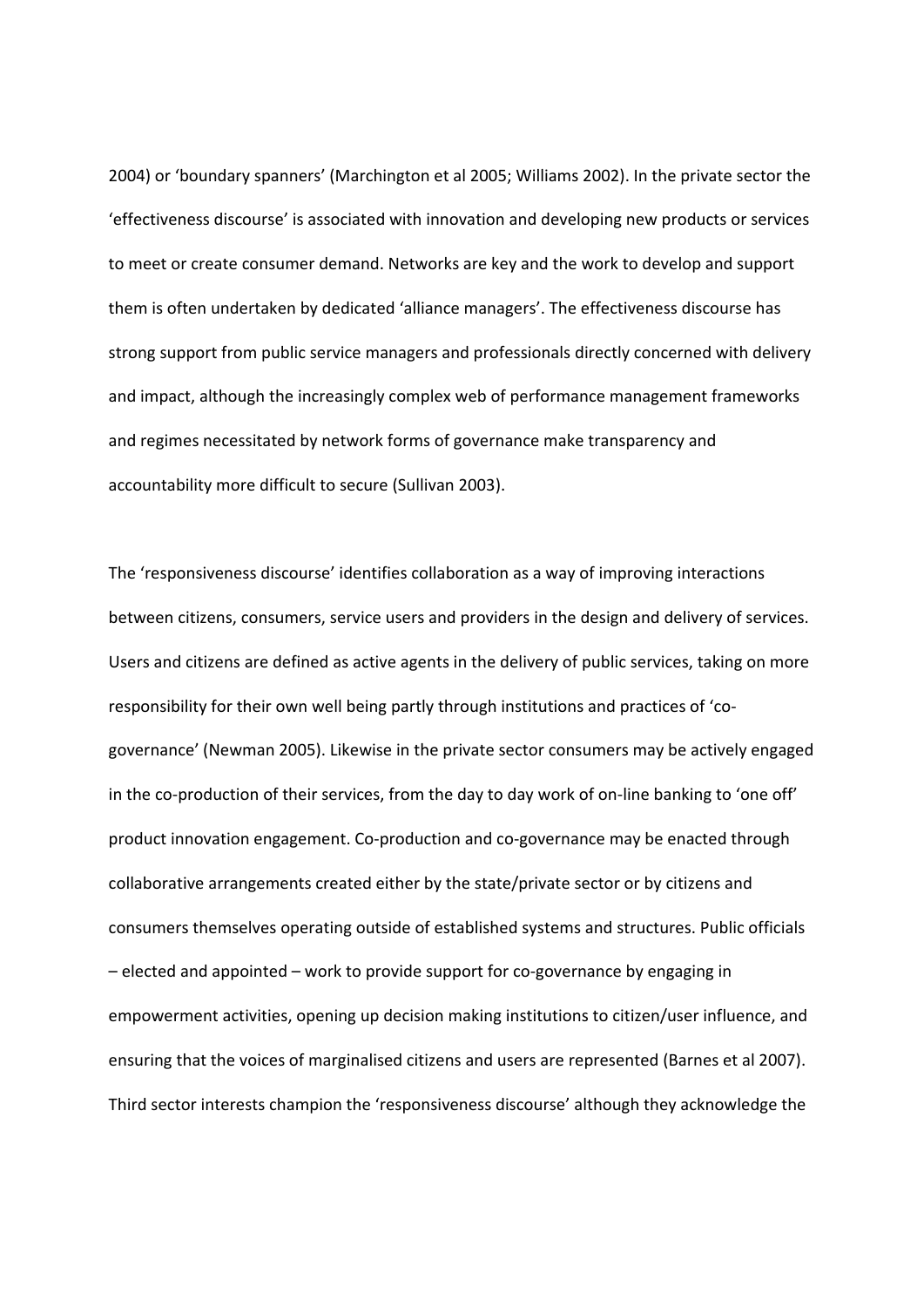2004) or 'boundary spanners' (Marchington et al 2005; Williams 2002). In the private sector the 'effectiveness discourse' is associated with innovation and developing new products or services to meet or create consumer demand. Networks are key and the work to develop and support them is often undertaken by dedicated 'alliance managers'. The effectiveness discourse has strong support from public service managers and professionals directly concerned with delivery and impact, although the increasingly complex web of performance management frameworks and regimes necessitated by network forms of governance make transparency and accountability more difficult to secure (Sullivan 2003).

The 'responsiveness discourse' identifies collaboration as a way of improving interactions between citizens, consumers, service users and providers in the design and delivery of services. Users and citizens are defined as active agents in the delivery of public services, taking on more responsibility for their own well being partly through institutions and practices of 'co-governance' (Newman 2005). Likewise in the private sector consumers may be actively engaged in the co-production of their services, from the day to day work of on-line banking to 'one off' product innovation engagement. Co-production and co-governance may be enacted through collaborative arrangements created either by the state/private sector or by citizens and consumers themselves operating outside of established systems and structures. Public officials – elected and appointed – work to provide support for co-governance by engaging in empowerment activities, opening up decision making institutions to citizen/user influence, and ensuring that the voices of marginalised citizens and users are represented (Barnes et al 2007). Third sector interests champion the 'responsiveness discourse' although they acknowledge the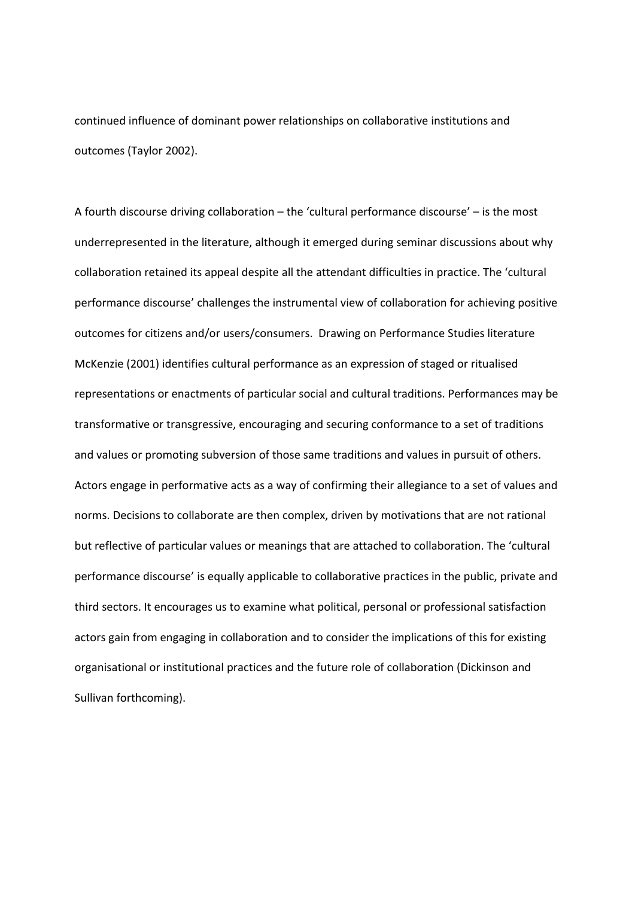continued influence of dominant power relationships on collaborative institutions and outcomes (Taylor 2002).

A fourth discourse driving collaboration – the 'cultural performance discourse' – is the most underrepresented in the literature, although it emerged during seminar discussions about why collaboration retained its appeal despite all the attendant difficulties in practice. The 'cultural performance discourse' challenges the instrumental view of collaboration for achieving positive outcomes for citizens and/or users/consumers. Drawing on Performance Studies literature McKenzie (2001) identifies cultural performance as an expression of staged or ritualised representations or enactments of particular social and cultural traditions. Performances may be transformative or transgressive, encouraging and securing conformance to a set of traditions and values or promoting subversion of those same traditions and values in pursuit of others. Actors engage in performative acts as a way of confirming their allegiance to a set of values and norms. Decisions to collaborate are then complex, driven by motivations that are not rational but reflective of particular values or meanings that are attached to collaboration. The 'cultural performance discourse' is equally applicable to collaborative practices in the public, private and third sectors. It encourages us to examine what political, personal or professional satisfaction actors gain from engaging in collaboration and to consider the implications of this for existing organisational or institutional practices and the future role of collaboration (Dickinson and Sullivan forthcoming).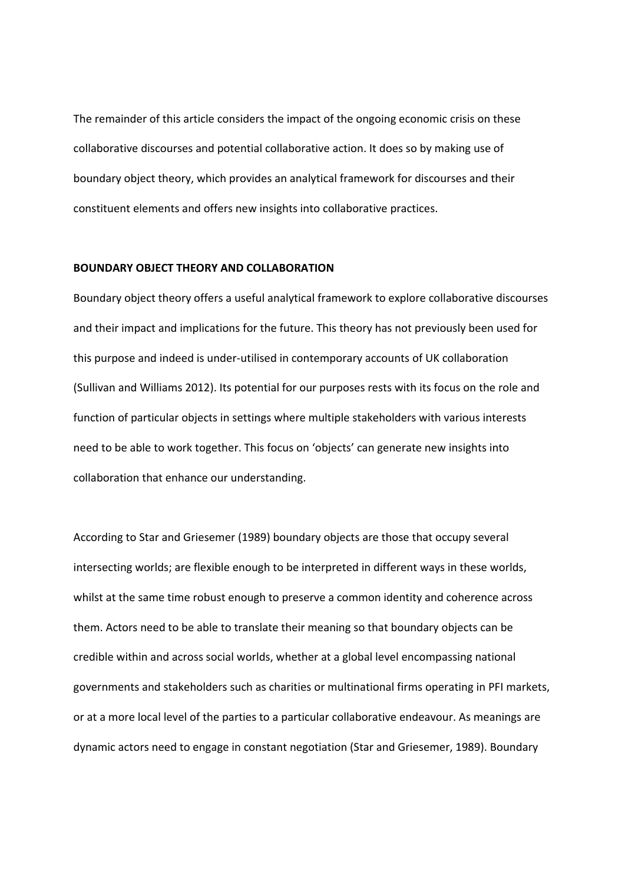The remainder of this article considers the impact of the ongoing economic crisis on these collaborative discourses and potential collaborative action. It does so by making use of boundary object theory, which provides an analytical framework for discourses and their constituent elements and offers new insights into collaborative practices.

## BOUNDARY OBJECT THEORY AND COLLABORATION

Boundary object theory offers a useful analytical framework to explore collaborative discourses and their impact and implications for the future. This theory has not previously been used for this purpose and indeed is under-utilised in contemporary accounts of UK collaboration (Sullivan and Williams 2012). Its potential for our purposes rests with its focus on the role and function of particular objects in settings where multiple stakeholders with various interests need to be able to work together. This focus on 'objects' can generate new insights into collaboration that enhance our understanding.

According to Star and Griesemer (1989) boundary objects are those that occupy several intersecting worlds; are flexible enough to be interpreted in different ways in these worlds, whilst at the same time robust enough to preserve a common identity and coherence across them. Actors need to be able to translate their meaning so that boundary objects can be credible within and across social worlds, whether at a global level encompassing national governments and stakeholders such as charities or multinational firms operating in PFI markets, or at a more local level of the parties to a particular collaborative endeavour. As meanings are dynamic actors need to engage in constant negotiation (Star and Griesemer, 1989). Boundary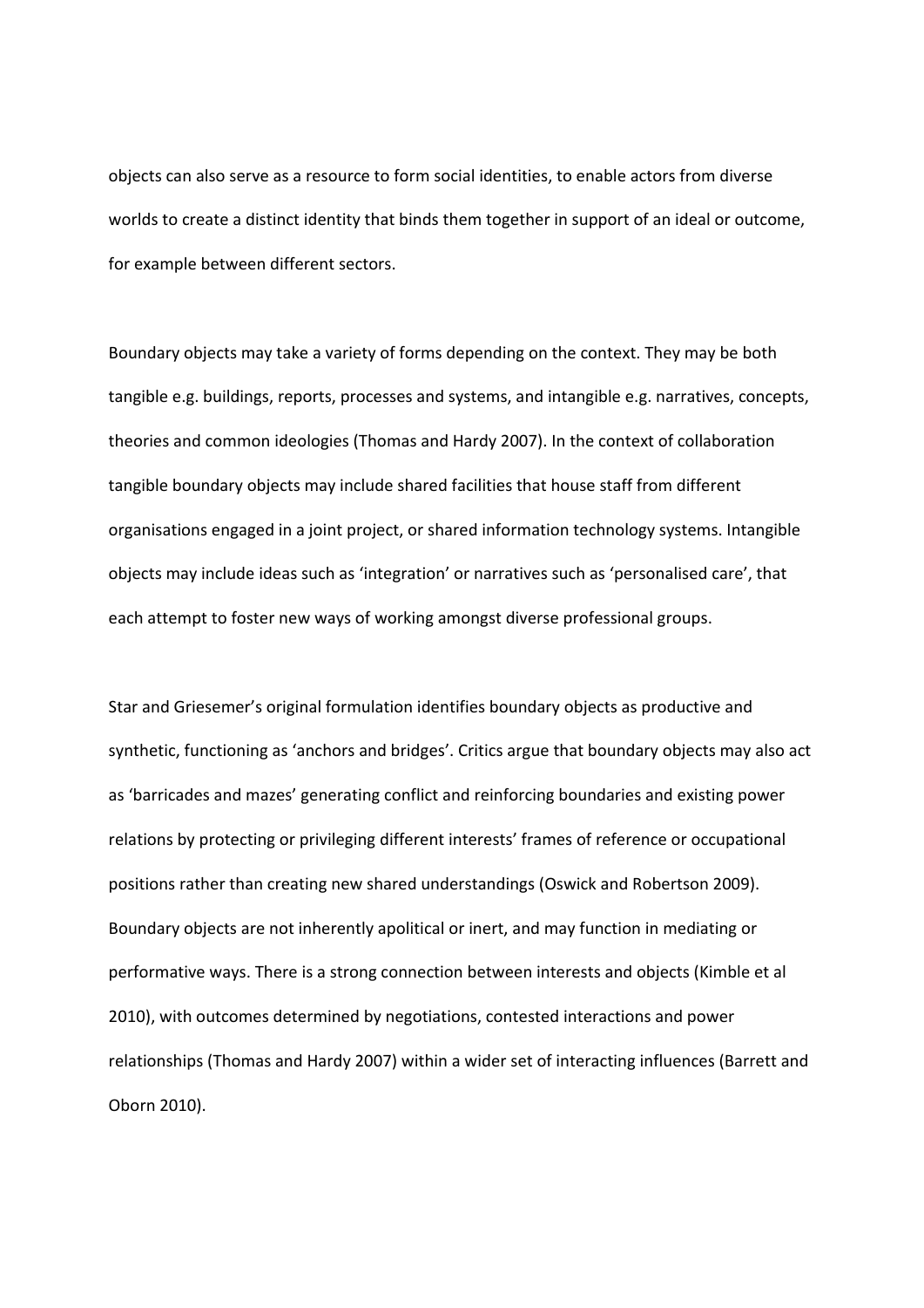objects can also serve as a resource to form social identities, to enable actors from diverse worlds to create a distinct identity that binds them together in support of an ideal or outcome, for example between different sectors.

Boundary objects may take a variety of forms depending on the context. They may be both tangible e.g. buildings, reports, processes and systems, and intangible e.g. narratives, concepts, theories and common ideologies (Thomas and Hardy 2007). In the context of collaboration tangible boundary objects may include shared facilities that house staff from different organisations engaged in a joint project, or shared information technology systems. Intangible objects may include ideas such as 'integration' or narratives such as 'personalised care', that each attempt to foster new ways of working amongst diverse professional groups.

Star and Griesemer's original formulation identifies boundary objects as productive and synthetic, functioning as 'anchors and bridges'. Critics argue that boundary objects may also act as 'barricades and mazes' generating conflict and reinforcing boundaries and existing power relations by protecting or privileging different interests' frames of reference or occupational positions rather than creating new shared understandings (Oswick and Robertson 2009). Boundary objects are not inherently apolitical or inert, and may function in mediating or performative ways. There is a strong connection between interests and objects (Kimble et al 2010), with outcomes determined by negotiations, contested interactions and power relationships (Thomas and Hardy 2007) within a wider set of interacting influences (Barrett and Oborn 2010).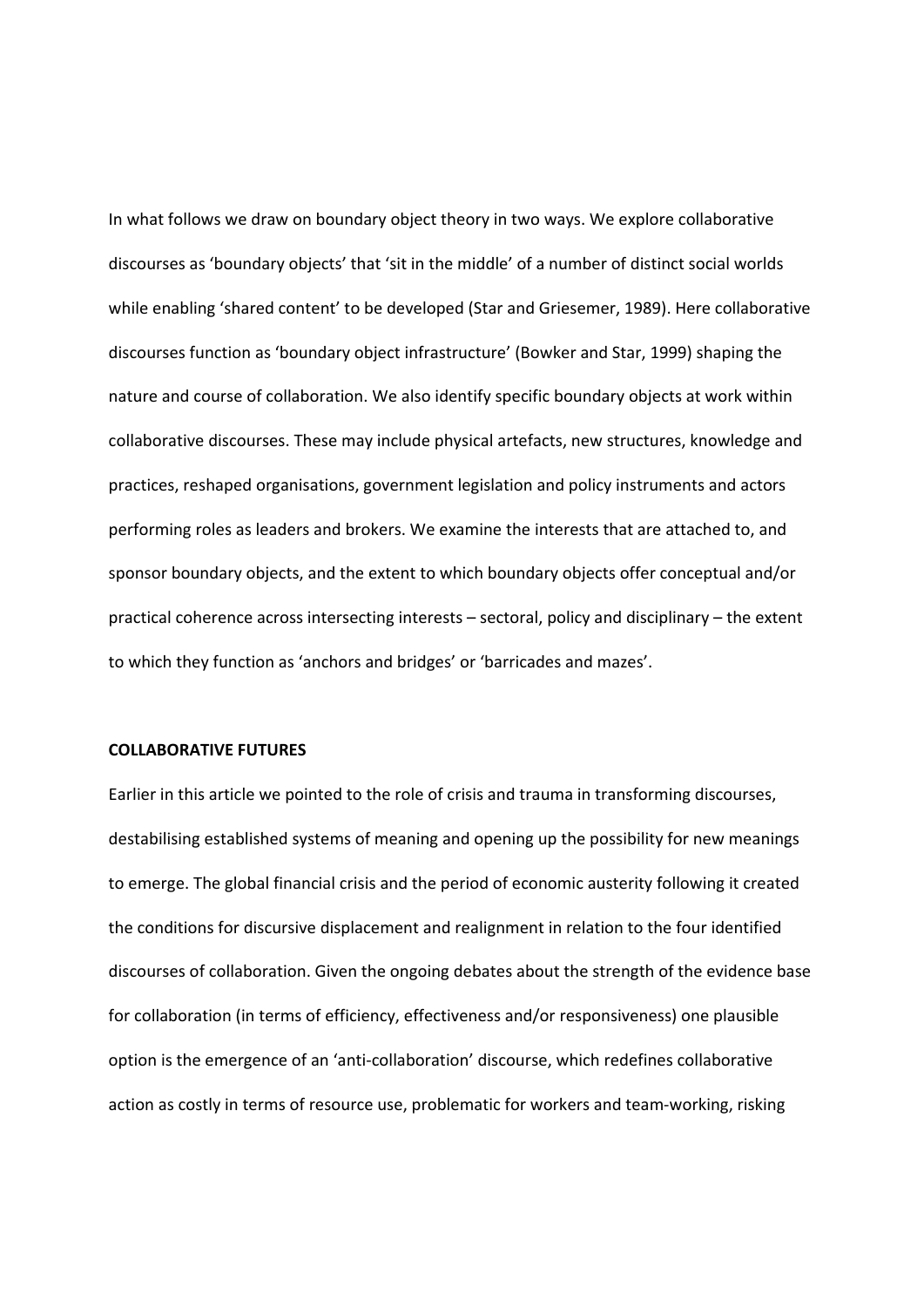In what follows we draw on boundary object theory in two ways. We explore collaborative discourses as 'boundary objects' that 'sit in the middle' of a number of distinct social worlds while enabling 'shared content' to be developed (Star and Griesemer, 1989). Here collaborative discourses function as 'boundary object infrastructure' (Bowker and Star, 1999) shaping the nature and course of collaboration. We also identify specific boundary objects at work within collaborative discourses. These may include physical artefacts, new structures, knowledge and practices, reshaped organisations, government legislation and policy instruments and actors performing roles as leaders and brokers. We examine the interests that are attached to, and sponsor boundary objects, and the extent to which boundary objects offer conceptual and/or practical coherence across intersecting interests – sectoral, policy and disciplinary – the extent to which they function as 'anchors and bridges' or 'barricades and mazes'.

**COLLABORATIVE FUTURES**

Earlier in this article we pointed to the role of crisis and trauma in transforming discourses, destabilising established systems of meaning and opening up the possibility for new meanings to emerge. The global financial crisis and the period of economic austerity following it created the conditions for discursive displacement and realignment in relation to the four identified discourses of collaboration. Given the ongoing debates about the strength of the evidence base for collaboration (in terms of efficiency, effectiveness and/or responsiveness) one plausible option is the emergence of an 'anti-collaboration' discourse, which redefines collaborative action as costly in terms of resource use, problematic for workers and team-working, risking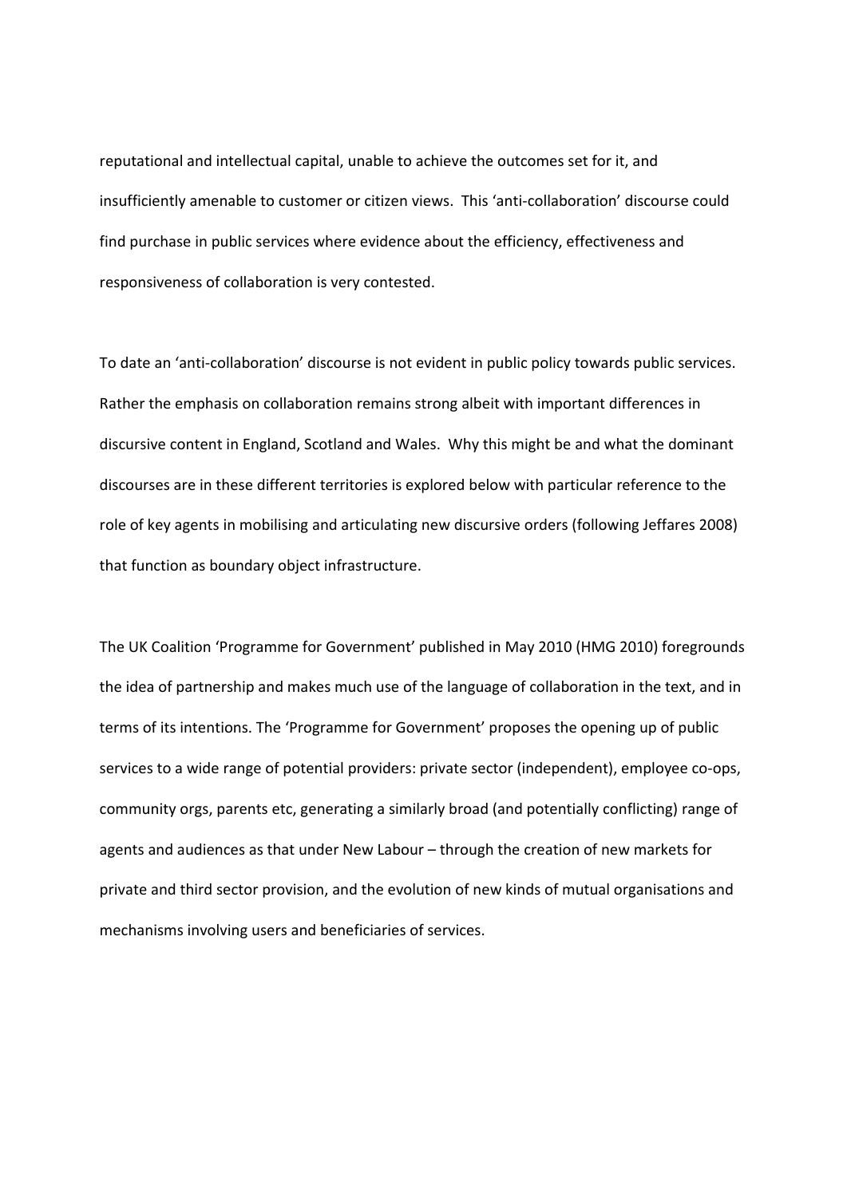reputational and intellectual capital, unable to achieve the outcomes set for it, and insufficiently amenable to customer or citizen views. This 'anti-collaboration' discourse could find purchase in public services where evidence about the efficiency, effectiveness and responsiveness of collaboration is very contested.

To date an 'anti-collaboration' discourse is not evident in public policy towards public services. Rather the emphasis on collaboration remains strong albeit with important differences in discursive content in England, Scotland and Wales. Why this might be and what the dominant discourses are in these different territories is explored below with particular reference to the role of key agents in mobilising and articulating new discursive orders (following Jeffares 2008) that function as boundary object infrastructure.

The UK Coalition 'Programme for Government' published in May 2010 (HMG 2010) foregrounds the idea of partnership and makes much use of the language of collaboration in the text, and in terms of its intentions. The 'Programme for Government' proposes the opening up of public services to a wide range of potential providers: private sector (independent), employee co-ops, community orgs, parents etc, generating a similarly broad (and potentially conflicting) range of agents and audiences as that under New Labour – through the creation of new markets for private and third sector provision, and the evolution of new kinds of mutual organisations and mechanisms involving users and beneficiaries of services.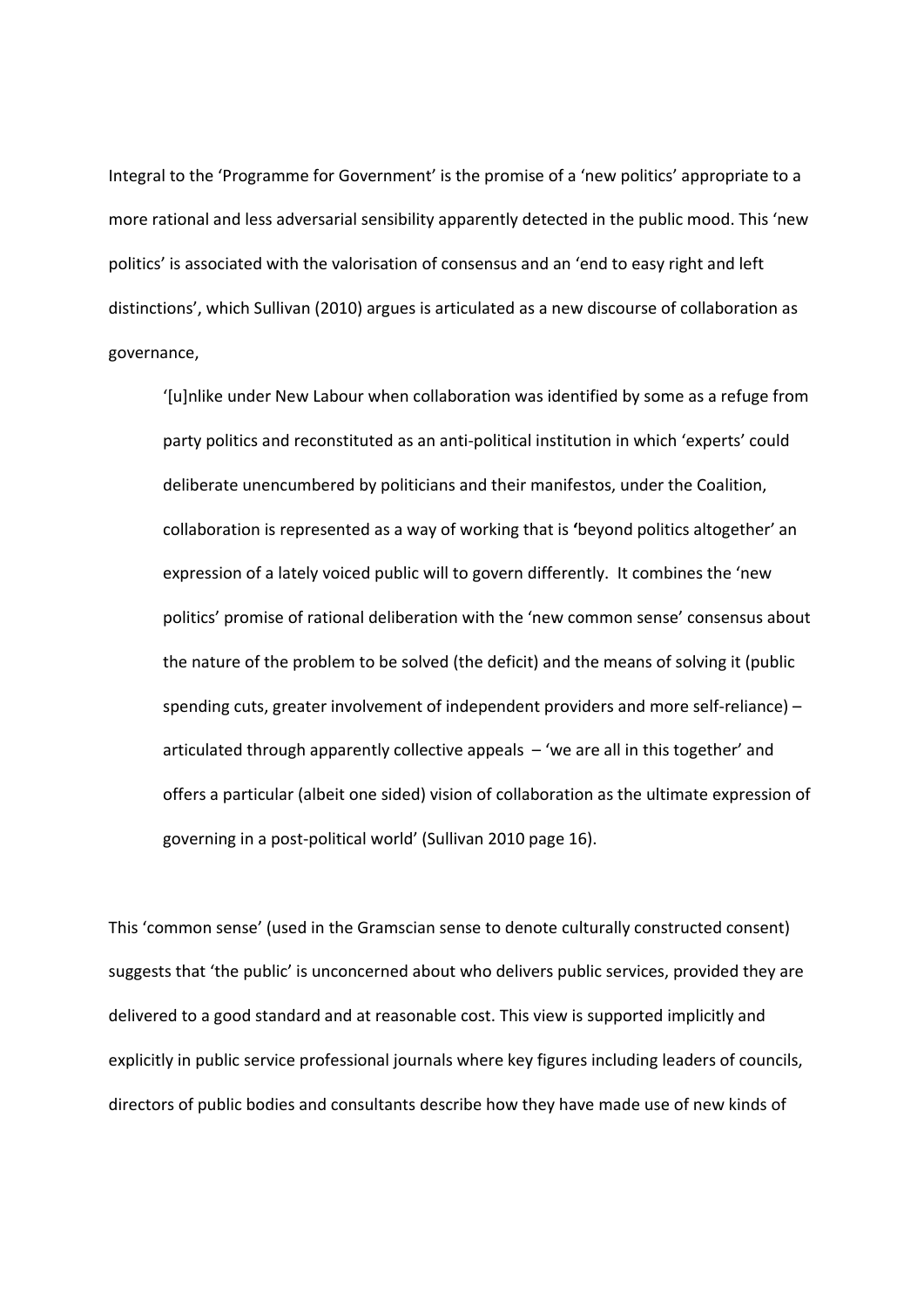Integral to the 'Programme for Government' is the promise of a 'new politics' appropriate to a more rational and less adversarial sensibility apparently detected in the public mood. This 'new politics' is associated with the valorisation of consensus and an 'end to easy right and left distinctions', which Sullivan (2010) argues is articulated as a new discourse of collaboration as governance,

> '[u]nlike under New Labour when collaboration was identified by some as a refuge from party politics and reconstituted as an anti-political institution in which 'experts' could deliberate unencumbered by politicians and their manifestos, under the Coalition, collaboration is represented as a way of working that is **'**beyond politics altogether' an expression of a lately voiced public will to govern differently. It combines the 'new politics' promise of rational deliberation with the 'new common sense' consensus about the nature of the problem to be solved (the deficit) and the means of solving it (public spending cuts, greater involvement of independent providers and more self-reliance) – articulated through apparently collective appeals – 'we are all in this together' and offers a particular (albeit one sided) vision of collaboration as the ultimate expression of governing in a post-political world' (Sullivan 2010 page 16).

This 'common sense' (used in the Gramscian sense to denote culturally constructed consent) suggests that 'the public' is unconcerned about who delivers public services, provided they are delivered to a good standard and at reasonable cost. This view is supported implicitly and explicitly in public service professional journals where key figures including leaders of councils, directors of public bodies and consultants describe how they have made use of new kinds of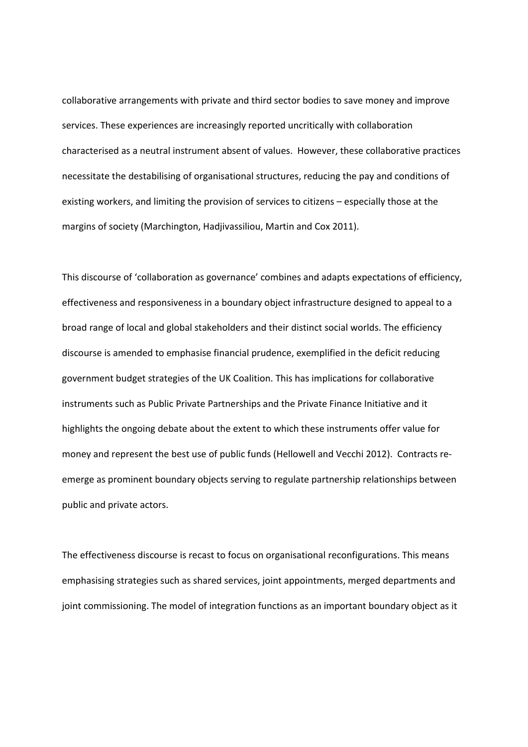collaborative arrangements with private and third sector bodies to save money and improve services. These experiences are increasingly reported uncritically with collaboration characterised as a neutral instrument absent of values. However, these collaborative practices necessitate the destabilising of organisational structures, reducing the pay and conditions of existing workers, and limiting the provision of services to citizens – especially those at the margins of society (Marchington, Hadjivassiliou, Martin and Cox 2011).

This discourse of 'collaboration as governance' combines and adapts expectations of efficiency, effectiveness and responsiveness in a boundary object infrastructure designed to appeal to a broad range of local and global stakeholders and their distinct social worlds. The efficiency discourse is amended to emphasise financial prudence, exemplified in the deficit reducing government budget strategies of the UK Coalition. This has implications for collaborative instruments such as Public Private Partnerships and the Private Finance Initiative and it highlights the ongoing debate about the extent to which these instruments offer value for money and represent the best use of public funds (Hellowell and Vecchi 2012). Contracts re-emerge as prominent boundary objects serving to regulate partnership relationships between public and private actors.

The effectiveness discourse is recast to focus on organisational reconfigurations. This means emphasising strategies such as shared services, joint appointments, merged departments and joint commissioning. The model of integration functions as an important boundary object as it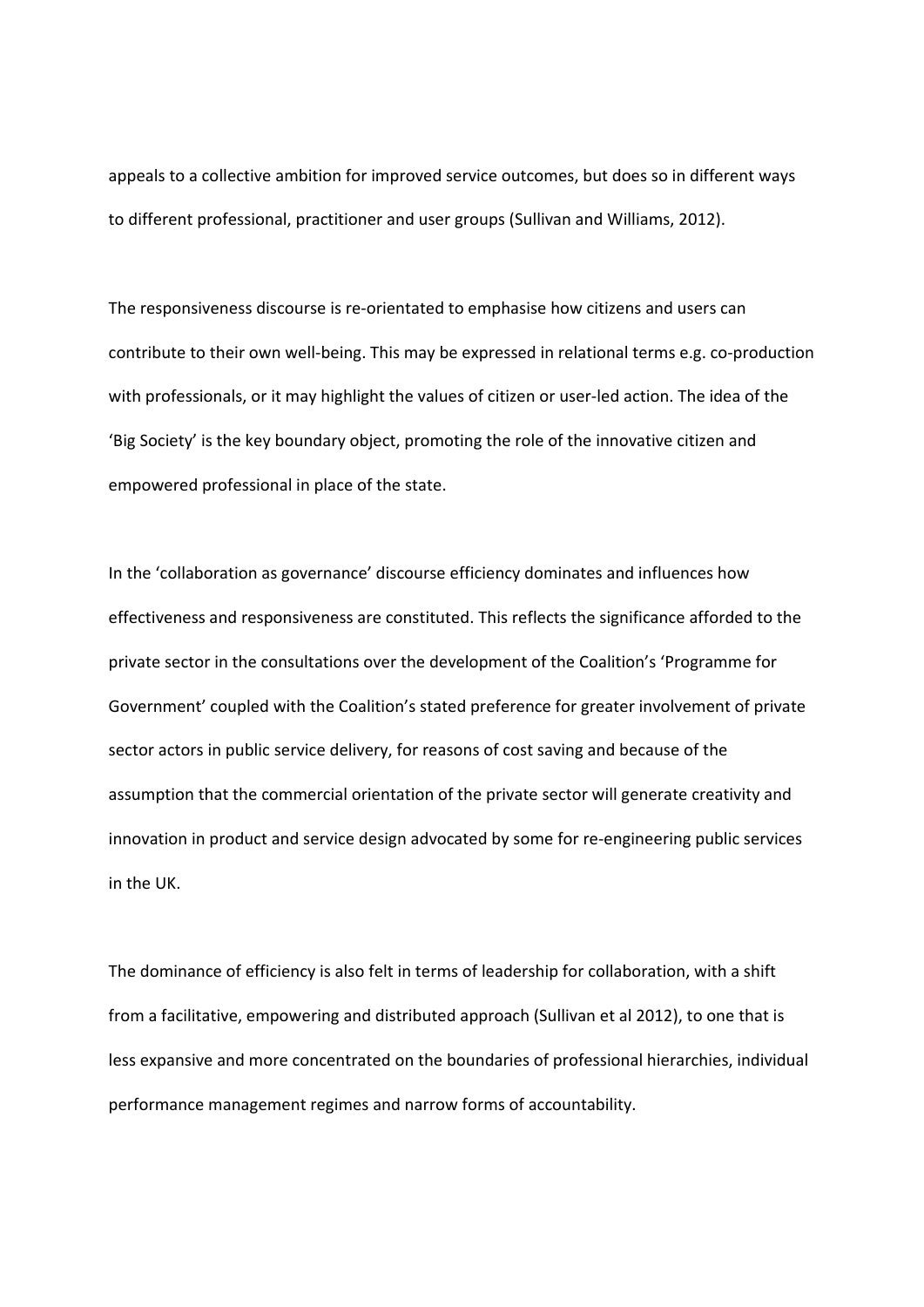appeals to a collective ambition for improved service outcomes, but does so in different ways to different professional, practitioner and user groups (Sullivan and Williams, 2012).

The responsiveness discourse is re-orientated to emphasise how citizens and users can contribute to their own well-being. This may be expressed in relational terms e.g. co-production with professionals, or it may highlight the values of citizen or user-led action. The idea of the 'Big Society' is the key boundary object, promoting the role of the innovative citizen and empowered professional in place of the state.

In the 'collaboration as governance' discourse efficiency dominates and influences how effectiveness and responsiveness are constituted. This reflects the significance afforded to the private sector in the consultations over the development of the Coalition's 'Programme for Government' coupled with the Coalition's stated preference for greater involvement of private sector actors in public service delivery, for reasons of cost saving and because of the assumption that the commercial orientation of the private sector will generate creativity and innovation in product and service design advocated by some for re-engineering public services in the UK.

The dominance of efficiency is also felt in terms of leadership for collaboration, with a shift from a facilitative, empowering and distributed approach (Sullivan et al 2012), to one that is less expansive and more concentrated on the boundaries of professional hierarchies, individual performance management regimes and narrow forms of accountability.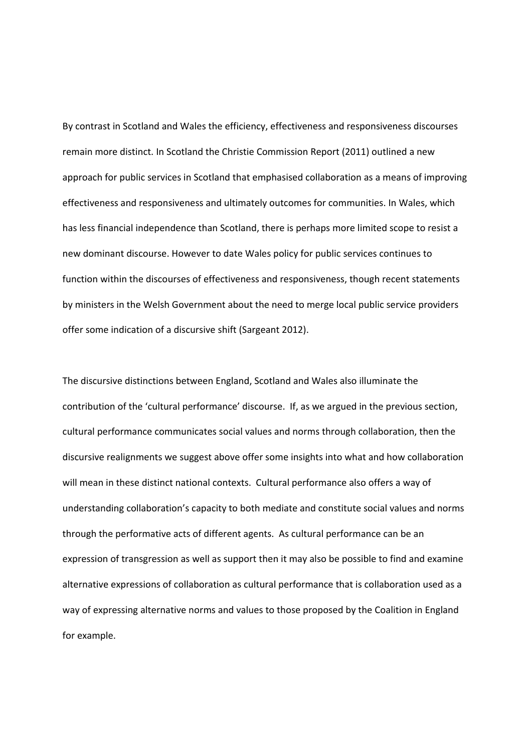By contrast in Scotland and Wales the efficiency, effectiveness and responsiveness discourses remain more distinct. In Scotland the Christie Commission Report (2011) outlined a new approach for public services in Scotland that emphasised collaboration as a means of improving effectiveness and responsiveness and ultimately outcomes for communities. In Wales, which has less financial independence than Scotland, there is perhaps more limited scope to resist a new dominant discourse. However to date Wales policy for public services continues to function within the discourses of effectiveness and responsiveness, though recent statements by ministers in the Welsh Government about the need to merge local public service providers offer some indication of a discursive shift (Sargeant 2012).

The discursive distinctions between England, Scotland and Wales also illuminate the contribution of the 'cultural performance' discourse. If, as we argued in the previous section, cultural performance communicates social values and norms through collaboration, then the discursive realignments we suggest above offer some insights into what and how collaboration will mean in these distinct national contexts. Cultural performance also offers a way of understanding collaboration's capacity to both mediate and constitute social values and norms through the performative acts of different agents. As cultural performance can be an expression of transgression as well as support then it may also be possible to find and examine alternative expressions of collaboration as cultural performance that is collaboration used as a way of expressing alternative norms and values to those proposed by the Coalition in England for example.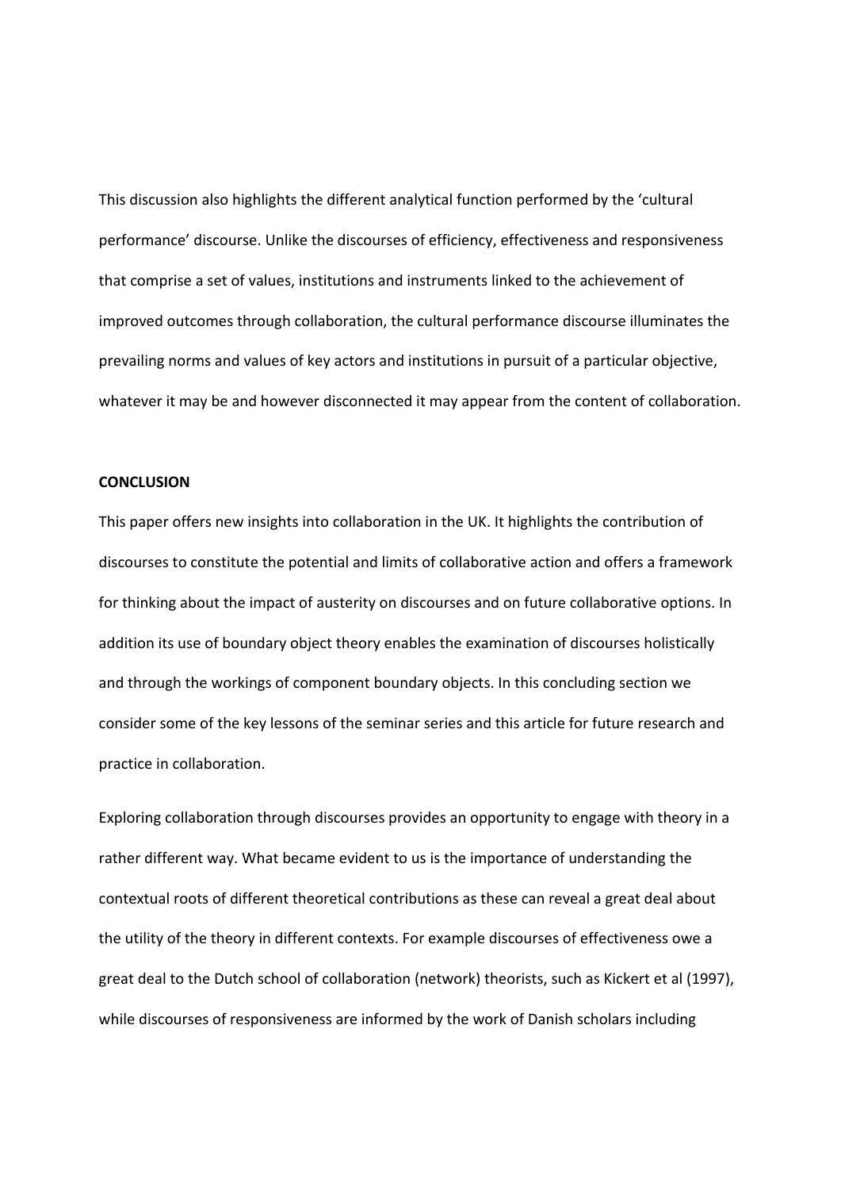This discussion also highlights the different analytical function performed by the 'cultural performance' discourse. Unlike the discourses of efficiency, effectiveness and responsiveness that comprise a set of values, institutions and instruments linked to the achievement of improved outcomes through collaboration, the cultural performance discourse illuminates the prevailing norms and values of key actors and institutions in pursuit of a particular objective, whatever it may be and however disconnected it may appear from the content of collaboration.

## CONCLUSION

This paper offers new insights into collaboration in the UK. It highlights the contribution of discourses to constitute the potential and limits of collaborative action and offers a framework for thinking about the impact of austerity on discourses and on future collaborative options. In addition its use of boundary object theory enables the examination of discourses holistically and through the workings of component boundary objects. In this concluding section we consider some of the key lessons of the seminar series and this article for future research and practice in collaboration.

Exploring collaboration through discourses provides an opportunity to engage with theory in a rather different way. What became evident to us is the importance of understanding the contextual roots of different theoretical contributions as these can reveal a great deal about the utility of the theory in different contexts. For example discourses of effectiveness owe a great deal to the Dutch school of collaboration (network) theorists, such as Kickert et al (1997), while discourses of responsiveness are informed by the work of Danish scholars including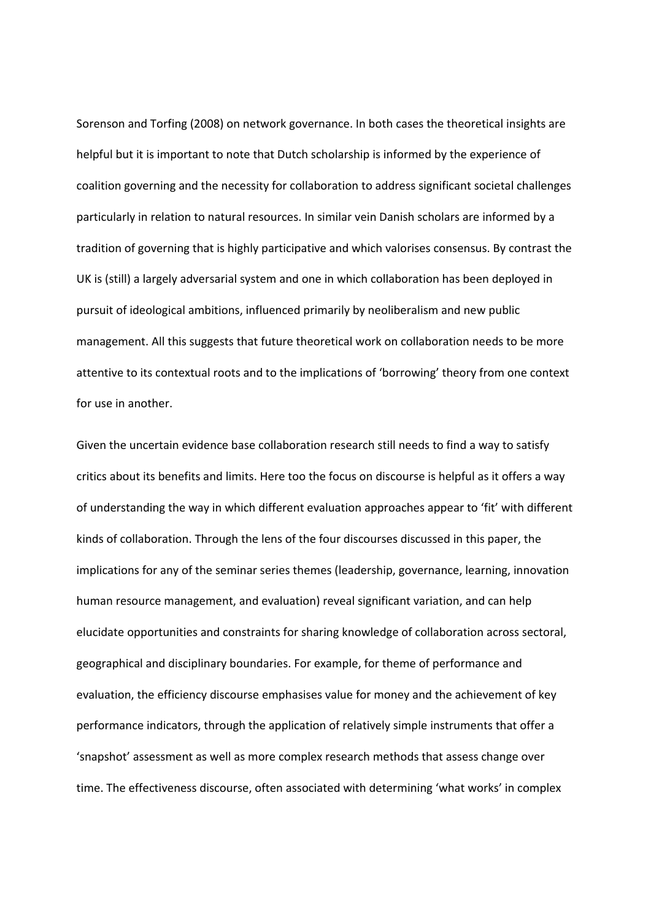Sorenson and Torfing (2008) on network governance. In both cases the theoretical insights are helpful but it is important to note that Dutch scholarship is informed by the experience of coalition governing and the necessity for collaboration to address significant societal challenges particularly in relation to natural resources. In similar vein Danish scholars are informed by a tradition of governing that is highly participative and which valorises consensus. By contrast the UK is (still) a largely adversarial system and one in which collaboration has been deployed in pursuit of ideological ambitions, influenced primarily by neoliberalism and new public management. All this suggests that future theoretical work on collaboration needs to be more attentive to its contextual roots and to the implications of 'borrowing' theory from one context for use in another.

Given the uncertain evidence base collaboration research still needs to find a way to satisfy critics about its benefits and limits. Here too the focus on discourse is helpful as it offers a way of understanding the way in which different evaluation approaches appear to 'fit' with different kinds of collaboration. Through the lens of the four discourses discussed in this paper, the implications for any of the seminar series themes (leadership, governance, learning, innovation human resource management, and evaluation) reveal significant variation, and can help elucidate opportunities and constraints for sharing knowledge of collaboration across sectoral, geographical and disciplinary boundaries. For example, for theme of performance and evaluation, the efficiency discourse emphasises value for money and the achievement of key performance indicators, through the application of relatively simple instruments that offer a 'snapshot' assessment as well as more complex research methods that assess change over time. The effectiveness discourse, often associated with determining 'what works' in complex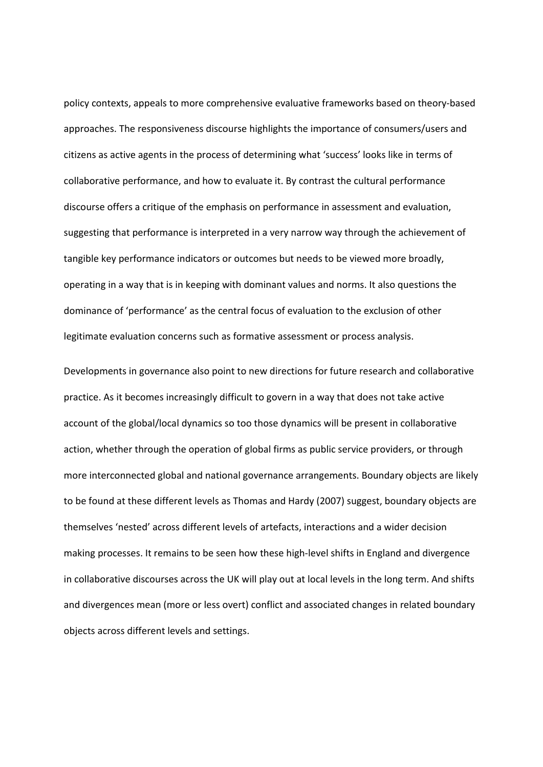policy contexts, appeals to more comprehensive evaluative frameworks based on theory-based approaches. The responsiveness discourse highlights the importance of consumers/users and citizens as active agents in the process of determining what 'success' looks like in terms of collaborative performance, and how to evaluate it. By contrast the cultural performance discourse offers a critique of the emphasis on performance in assessment and evaluation, suggesting that performance is interpreted in a very narrow way through the achievement of tangible key performance indicators or outcomes but needs to be viewed more broadly, operating in a way that is in keeping with dominant values and norms. It also questions the dominance of 'performance' as the central focus of evaluation to the exclusion of other legitimate evaluation concerns such as formative assessment or process analysis.

Developments in governance also point to new directions for future research and collaborative practice. As it becomes increasingly difficult to govern in a way that does not take active account of the global/local dynamics so too those dynamics will be present in collaborative action, whether through the operation of global firms as public service providers, or through more interconnected global and national governance arrangements. Boundary objects are likely to be found at these different levels as Thomas and Hardy (2007) suggest, boundary objects are themselves 'nested' across different levels of artefacts, interactions and a wider decision making processes. It remains to be seen how these high-level shifts in England and divergence in collaborative discourses across the UK will play out at local levels in the long term. And shifts and divergences mean (more or less overt) conflict and associated changes in related boundary objects across different levels and settings.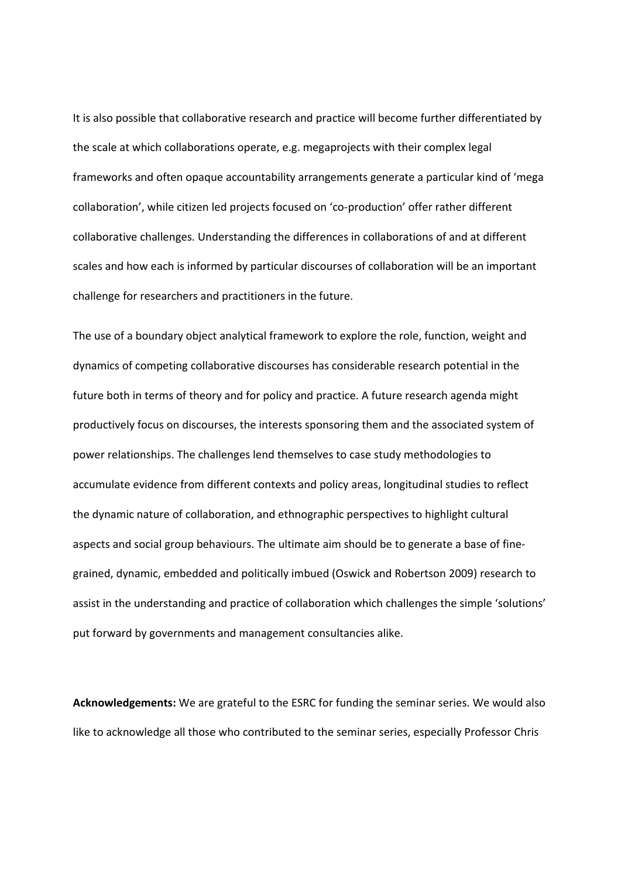It is also possible that collaborative research and practice will become further differentiated by the scale at which collaborations operate, e.g. megaprojects with their complex legal frameworks and often opaque accountability arrangements generate a particular kind of 'mega collaboration', while citizen led projects focused on 'co-production' offer rather different collaborative challenges. Understanding the differences in collaborations of and at different scales and how each is informed by particular discourses of collaboration will be an important challenge for researchers and practitioners in the future.

The use of a boundary object analytical framework to explore the role, function, weight and dynamics of competing collaborative discourses has considerable research potential in the future both in terms of theory and for policy and practice. A future research agenda might productively focus on discourses, the interests sponsoring them and the associated system of power relationships. The challenges lend themselves to case study methodologies to accumulate evidence from different contexts and policy areas, longitudinal studies to reflect the dynamic nature of collaboration, and ethnographic perspectives to highlight cultural aspects and social group behaviours. The ultimate aim should be to generate a base of fine-grained, dynamic, embedded and politically imbued (Oswick and Robertson 2009) research to assist in the understanding and practice of collaboration which challenges the simple 'solutions' put forward by governments and management consultancies alike.

**Acknowledgements:** We are grateful to the ESRC for funding the seminar series. We would also like to acknowledge all those who contributed to the seminar series, especially Professor Chris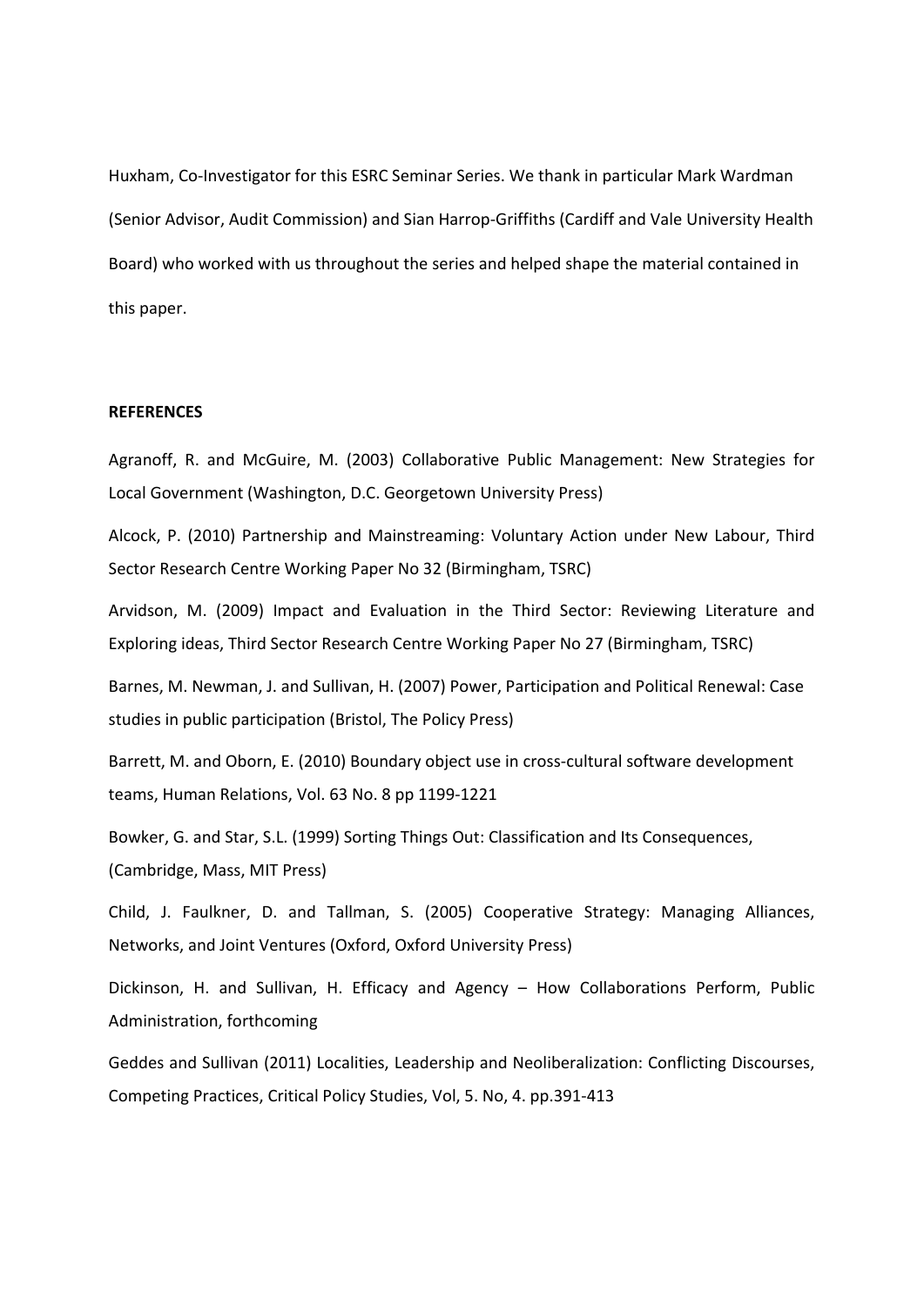Huxham, Co-Investigator for this ESRC Seminar Series. We thank in particular Mark Wardman (Senior Advisor, Audit Commission) and Sian Harrop-Griffiths (Cardiff and Vale University Health Board) who worked with us throughout the series and helped shape the material contained in this paper.

**REFERENCES**

Agranoff, R. and McGuire, M. (2003) Collaborative Public Management: New Strategies for Local Government (Washington, D.C. Georgetown University Press)

Alcock, P. (2010) Partnership and Mainstreaming: Voluntary Action under New Labour, Third Sector Research Centre Working Paper No 32 (Birmingham, TSRC)

Arvidson, M. (2009) Impact and Evaluation in the Third Sector: Reviewing Literature and Exploring ideas, Third Sector Research Centre Working Paper No 27 (Birmingham, TSRC)

Barnes, M. Newman, J. and Sullivan, H. (2007) Power, Participation and Political Renewal: Case studies in public participation (Bristol, The Policy Press)

Barrett, M. and Oborn, E. (2010) Boundary object use in cross-cultural software development teams, Human Relations, Vol. 63 No. 8 pp 1199-1221

Bowker, G. and Star, S.L. (1999) Sorting Things Out: Classification and Its Consequences, (Cambridge, Mass, MIT Press)

Child, J. Faulkner, D. and Tallman, S. (2005) Cooperative Strategy: Managing Alliances, Networks, and Joint Ventures (Oxford, Oxford University Press)

Dickinson, H. and Sullivan, H. Efficacy and Agency – How Collaborations Perform, Public Administration, forthcoming

Geddes and Sullivan (2011) Localities, Leadership and Neoliberalization: Conflicting Discourses, Competing Practices, Critical Policy Studies, Vol, 5. No, 4. pp.391-413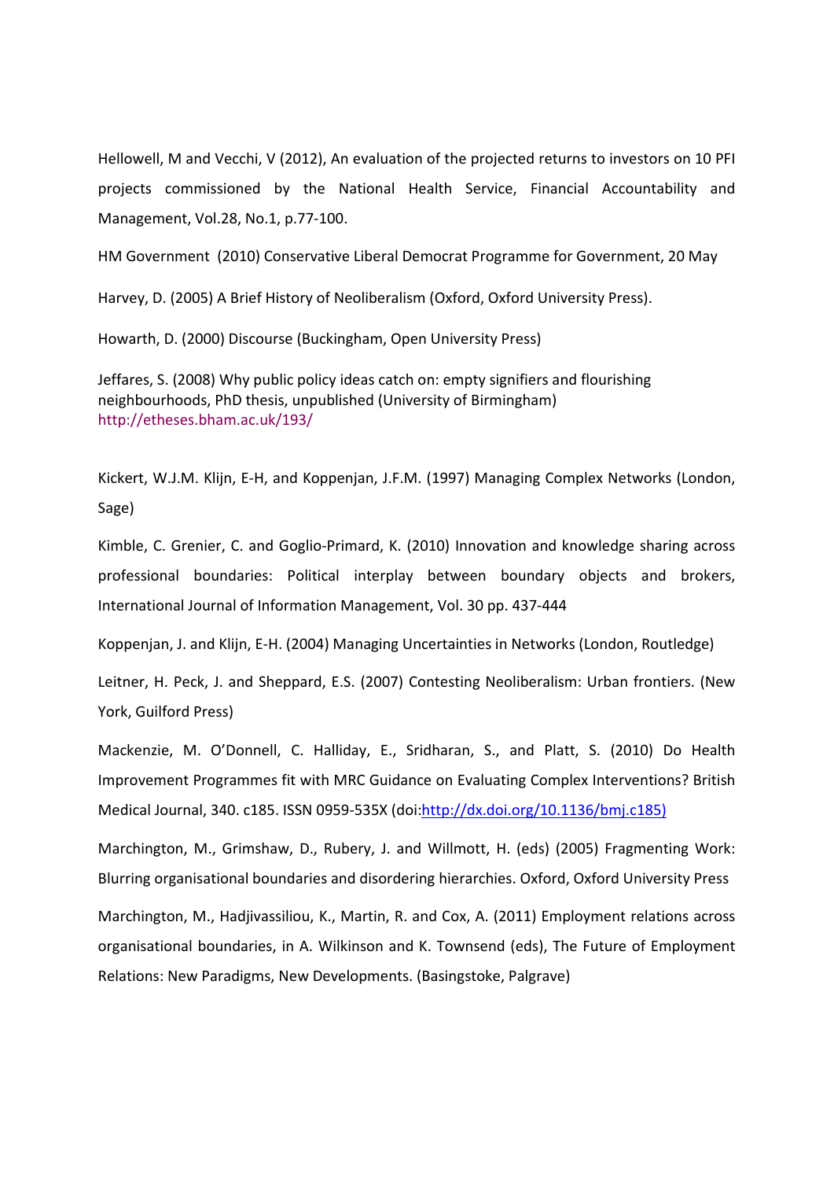Hellowell, M and Vecchi, V (2012), An evaluation of the projected returns to investors on 10 PFI projects commissioned by the National Health Service, Financial Accountability and Management, Vol.28, No.1, p.77-100.

HM Government (2010) Conservative Liberal Democrat Programme for Government, 20 May

Harvey, D. (2005) A Brief History of Neoliberalism (Oxford, Oxford University Press).

Howarth, D. (2000) Discourse (Buckingham, Open University Press)

Jeffares, S. (2008) Why public policy ideas catch on: empty signifiers and flourishing neighbourhoods, PhD thesis, unpublished (University of Birmingham) http://etheses.bham.ac.uk/193/

Kickert, W.J.M. Klijn, E-H, and Koppenjan, J.F.M. (1997) Managing Complex Networks (London, Sage)

Kimble, C. Grenier, C. and Goglio-Primard, K. (2010) Innovation and knowledge sharing across professional boundaries: Political interplay between boundary objects and brokers, International Journal of Information Management, Vol. 30 pp. 437-444

Koppenjan, J. and Klijn, E-H. (2004) Managing Uncertainties in Networks (London, Routledge)

Leitner, H. Peck, J. and Sheppard, E.S. (2007) Contesting Neoliberalism: Urban frontiers. (New York, Guilford Press)

Mackenzie, M. O'Donnell, C. Halliday, E., Sridharan, S., and Platt, S. (2010) Do Health Improvement Programmes fit with MRC Guidance on Evaluating Complex Interventions? British Medical Journal, 340. c185. ISSN 0959-535X (doi:http://dx.doi.org/10.1136/bmj.c185)

Marchington, M., Grimshaw, D., Rubery, J. and Willmott, H. (eds) (2005) Fragmenting Work: Blurring organisational boundaries and disordering hierarchies. Oxford, Oxford University Press

Marchington, M., Hadjivassiliou, K., Martin, R. and Cox, A. (2011) Employment relations across organisational boundaries, in A. Wilkinson and K. Townsend (eds), The Future of Employment Relations: New Paradigms, New Developments. (Basingstoke, Palgrave)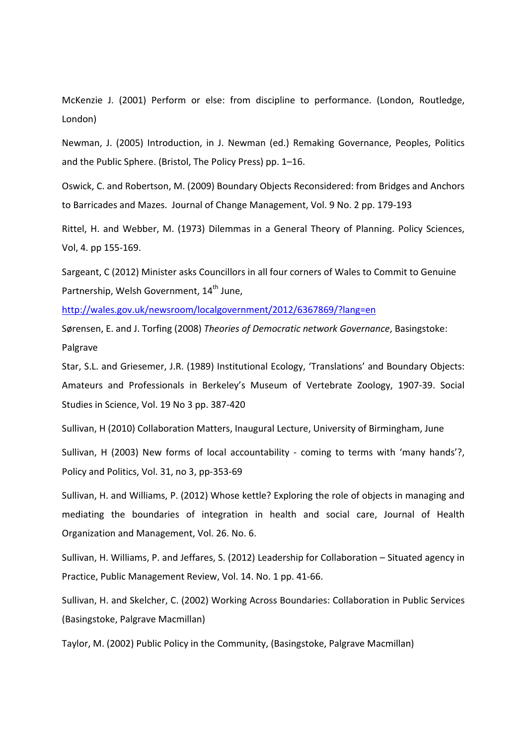McKenzie J. (2001) Perform or else: from discipline to performance. (London, Routledge, London)

Newman, J. (2005) Introduction, in J. Newman (ed.) Remaking Governance, Peoples, Politics and the Public Sphere. (Bristol, The Policy Press) pp. 1–16.

Oswick, C. and Robertson, M. (2009) Boundary Objects Reconsidered: from Bridges and Anchors to Barricades and Mazes. Journal of Change Management, Vol. 9 No. 2 pp. 179-193

Rittel, H. and Webber, M. (1973) Dilemmas in a General Theory of Planning. Policy Sciences, Vol, 4. pp 155-169.

Sargeant, C (2012) Minister asks Councillors in all four corners of Wales to Commit to Genuine Partnership, Welsh Government, 14th June, http://wales.gov.uk/newsroom/localgovernment/2012/6367869/?lang=en

Sørensen, E. and J. Torfing (2008) *Theories of Democratic network Governance*, Basingstoke: Palgrave

Star, S.L. and Griesemer, J.R. (1989) Institutional Ecology, 'Translations' and Boundary Objects: Amateurs and Professionals in Berkeley's Museum of Vertebrate Zoology, 1907-39. Social Studies in Science, Vol. 19 No 3 pp. 387-420

Sullivan, H (2010) Collaboration Matters, Inaugural Lecture, University of Birmingham, June

Sullivan, H (2003) New forms of local accountability - coming to terms with 'many hands'?, Policy and Politics, Vol. 31, no 3, pp-353-69

Sullivan, H. and Williams, P. (2012) Whose kettle? Exploring the role of objects in managing and mediating the boundaries of integration in health and social care, Journal of Health Organization and Management, Vol. 26. No. 6.

Sullivan, H. Williams, P. and Jeffares, S. (2012) Leadership for Collaboration – Situated agency in Practice, Public Management Review, Vol. 14. No. 1 pp. 41-66.

Sullivan, H. and Skelcher, C. (2002) Working Across Boundaries: Collaboration in Public Services (Basingstoke, Palgrave Macmillan)

Taylor, M. (2002) Public Policy in the Community, (Basingstoke, Palgrave Macmillan)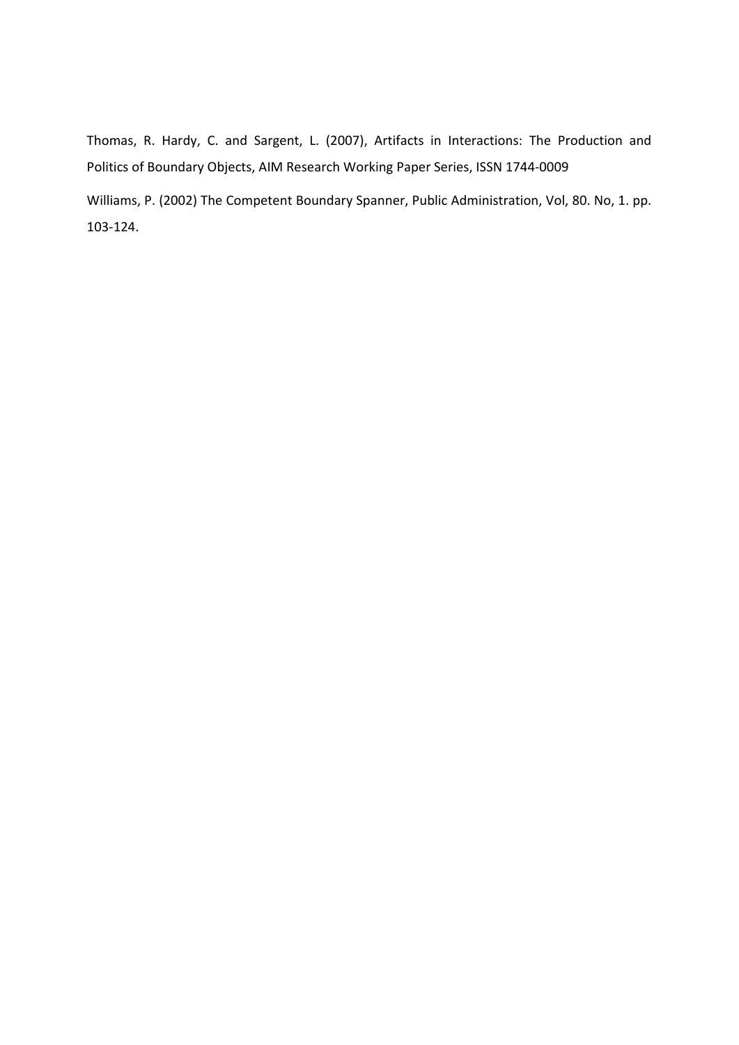Thomas, R. Hardy, C. and Sargent, L. (2007), Artifacts in Interactions: The Production and Politics of Boundary Objects, AIM Research Working Paper Series, ISSN 1744-0009

Williams, P. (2002) The Competent Boundary Spanner, Public Administration, Vol, 80. No, 1. pp. 103-124.